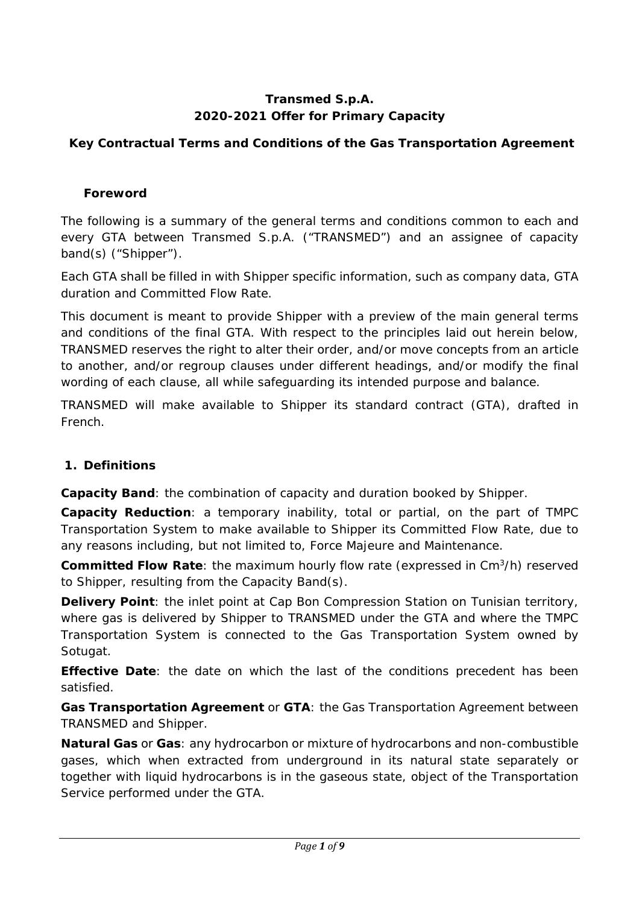# Transmed S.p.A.
# 2020-2021 Offer for Primary Capacity

## Key Contractual Terms and Conditions of the Gas Transportation Agreement

### Foreword

The following is a summary of the general terms and conditions common to each and every GTA between Transmed S.p.A. ("TRANSMED") and an assignee of capacity band(s) ("Shipper").

Each GTA shall be filled in with Shipper specific information, such as company data, GTA duration and Committed Flow Rate.

This document is meant to provide Shipper with a preview of the main general terms and conditions of the final GTA. With respect to the principles laid out herein below, TRANSMED reserves the right to alter their order, and/or move concepts from an article to another, and/or regroup clauses under different headings, and/or modify the final wording of each clause, all while safeguarding its intended purpose and balance.

TRANSMED will make available to Shipper its standard contract (GTA), drafted in French.

### 1. Definitions

**Capacity Band**: the combination of capacity and duration booked by Shipper.

**Capacity Reduction**: a temporary inability, total or partial, on the part of TMPC Transportation System to make available to Shipper its Committed Flow Rate, due to any reasons including, but not limited to, Force Majeure and Maintenance.

**Committed Flow Rate**: the maximum hourly flow rate (expressed in $Cm^3/h$) reserved to Shipper, resulting from the Capacity Band(s).

**Delivery Point**: the inlet point at Cap Bon Compression Station on Tunisian territory, where gas is delivered by Shipper to TRANSMED under the GTA and where the TMPC Transportation System is connected to the Gas Transportation System owned by Sotugat.

**Effective Date**: the date on which the last of the conditions precedent has been satisfied.

**Gas Transportation Agreement** or **GTA**: the Gas Transportation Agreement between TRANSMED and Shipper.

**Natural Gas** or **Gas**: any hydrocarbon or mixture of hydrocarbons and non-combustible gases, which when extracted from underground in its natural state separately or together with liquid hydrocarbons is in the gaseous state, object of the Transportation Service performed under the GTA.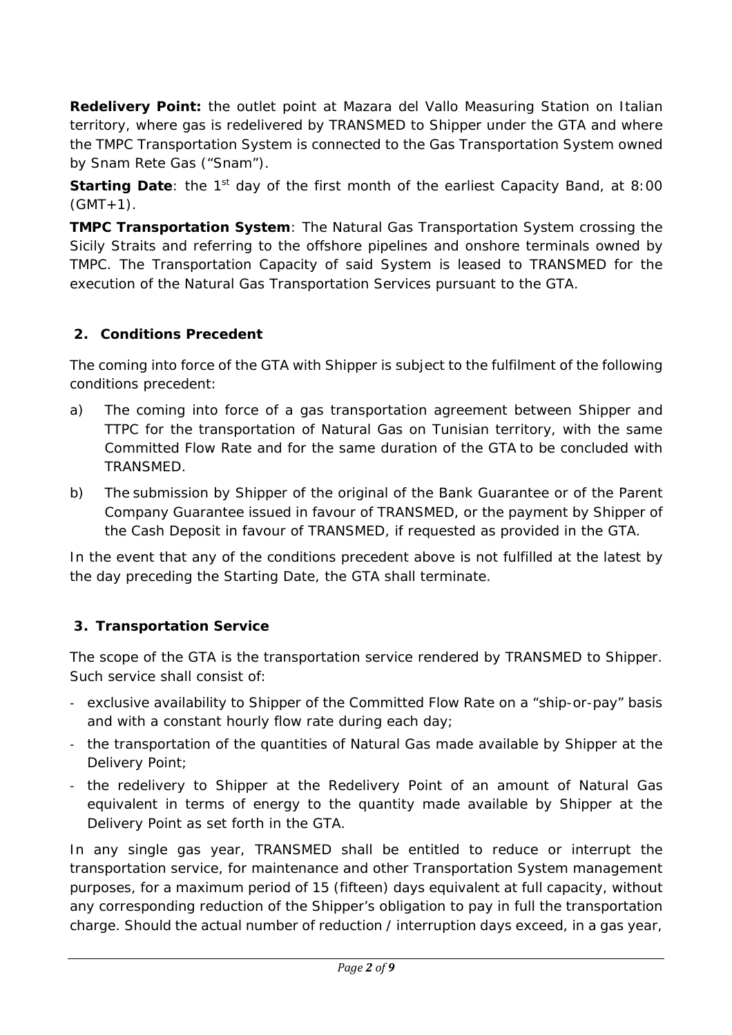**Redelivery Point:** the outlet point at Mazara del Vallo Measuring Station on Italian territory, where gas is redelivered by TRANSMED to Shipper under the GTA and where the TMPC Transportation System is connected to the Gas Transportation System owned by Snam Rete Gas ("Snam").

**Starting Date**: the 1st day of the first month of the earliest Capacity Band, at 8:00 (GMT+1).

**TMPC Transportation System**: The Natural Gas Transportation System crossing the Sicily Straits and referring to the offshore pipelines and onshore terminals owned by TMPC. The Transportation Capacity of said System is leased to TRANSMED for the execution of the Natural Gas Transportation Services pursuant to the GTA.

## 2. Conditions Precedent

The coming into force of the GTA with Shipper is subject to the fulfilment of the following conditions precedent:

a) The coming into force of a gas transportation agreement between Shipper and TTPC for the transportation of Natural Gas on Tunisian territory, with the same Committed Flow Rate and for the same duration of the GTA to be concluded with TRANSMED.

b) The submission by Shipper of the original of the Bank Guarantee or of the Parent Company Guarantee issued in favour of TRANSMED, or the payment by Shipper of the Cash Deposit in favour of TRANSMED, if requested as provided in the GTA.

In the event that any of the conditions precedent above is not fulfilled at the latest by the day preceding the Starting Date, the GTA shall terminate.

## 3. Transportation Service

The scope of the GTA is the transportation service rendered by TRANSMED to Shipper. Such service shall consist of:

- exclusive availability to Shipper of the Committed Flow Rate on a "ship-or-pay" basis and with a constant hourly flow rate during each day;
- the transportation of the quantities of Natural Gas made available by Shipper at the Delivery Point;
- the redelivery to Shipper at the Redelivery Point of an amount of Natural Gas equivalent in terms of energy to the quantity made available by Shipper at the Delivery Point as set forth in the GTA.

In any single gas year, TRANSMED shall be entitled to reduce or interrupt the transportation service, for maintenance and other Transportation System management purposes, for a maximum period of 15 (fifteen) days equivalent at full capacity, without any corresponding reduction of the Shipper's obligation to pay in full the transportation charge. Should the actual number of reduction / interruption days exceed, in a gas year,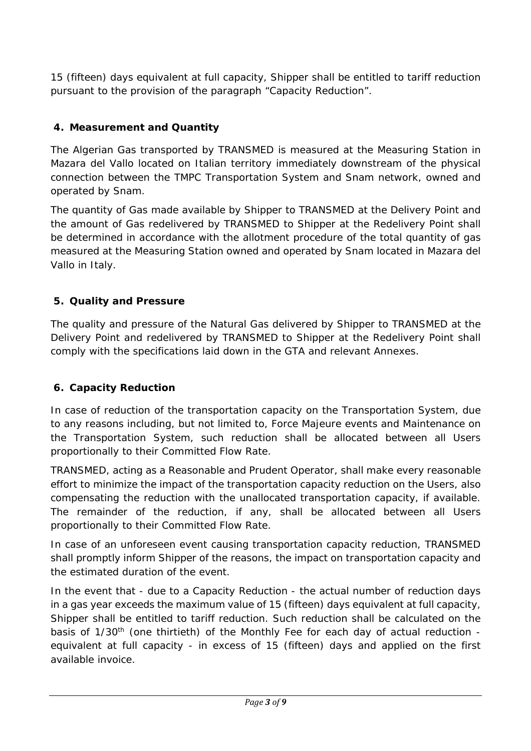15 (fifteen) days equivalent at full capacity, Shipper shall be entitled to tariff reduction pursuant to the provision of the paragraph "Capacity Reduction".

## 4. Measurement and Quantity

The Algerian Gas transported by TRANSMED is measured at the Measuring Station in Mazara del Vallo located on Italian territory immediately downstream of the physical connection between the TMPC Transportation System and Snam network, owned and operated by Snam.

The quantity of Gas made available by Shipper to TRANSMED at the Delivery Point and the amount of Gas redelivered by TRANSMED to Shipper at the Redelivery Point shall be determined in accordance with the allotment procedure of the total quantity of gas measured at the Measuring Station owned and operated by Snam located in Mazara del Vallo in Italy.

## 5. Quality and Pressure

The quality and pressure of the Natural Gas delivered by Shipper to TRANSMED at the Delivery Point and redelivered by TRANSMED to Shipper at the Redelivery Point shall comply with the specifications laid down in the GTA and relevant Annexes.

## 6. Capacity Reduction

In case of reduction of the transportation capacity on the Transportation System, due to any reasons including, but not limited to, Force Majeure events and Maintenance on the Transportation System, such reduction shall be allocated between all Users proportionally to their Committed Flow Rate.

TRANSMED, acting as a Reasonable and Prudent Operator, shall make every reasonable effort to minimize the impact of the transportation capacity reduction on the Users, also compensating the reduction with the unallocated transportation capacity, if available. The remainder of the reduction, if any, shall be allocated between all Users proportionally to their Committed Flow Rate.

In case of an unforeseen event causing transportation capacity reduction, TRANSMED shall promptly inform Shipper of the reasons, the impact on transportation capacity and the estimated duration of the event.

In the event that - due to a Capacity Reduction - the actual number of reduction days in a gas year exceeds the maximum value of 15 (fifteen) days equivalent at full capacity, Shipper shall be entitled to tariff reduction. Such reduction shall be calculated on the basis of $1/30^{th}$ (one thirtieth) of the Monthly Fee for each day of actual reduction - equivalent at full capacity - in excess of 15 (fifteen) days and applied on the first available invoice.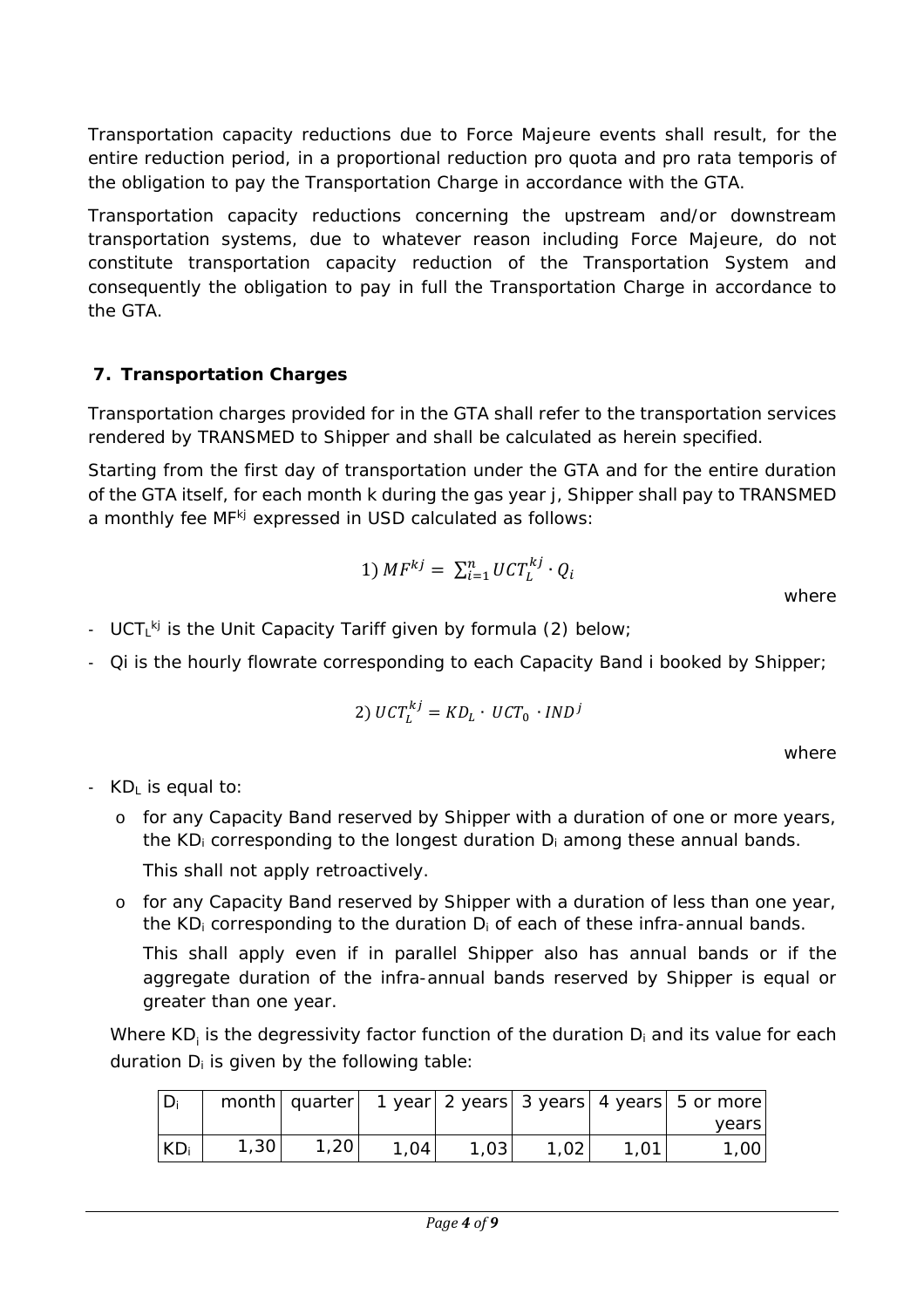Transportation capacity reductions due to Force Majeure events shall result, for the entire reduction period, in a proportional reduction pro quota and pro rata temporis of the obligation to pay the Transportation Charge in accordance with the GTA.

Transportation capacity reductions concerning the upstream and/or downstream transportation systems, due to whatever reason including Force Majeure, do not constitute transportation capacity reduction of the Transportation System and consequently the obligation to pay in full the Transportation Charge in accordance to the GTA.

## 7. Transportation Charges

Transportation charges provided for in the GTA shall refer to the transportation services rendered by TRANSMED to Shipper and shall be calculated as herein specified.

Starting from the first day of transportation under the GTA and for the entire duration of the GTA itself, for each month k during the gas year j, Shipper shall pay to TRANSMED a monthly fee $MF^{kj}$ expressed in USD calculated as follows:

$$1)\ MF^{kj} = \sum_{i=1}^{n} UCT_L^{kj} \cdot Q_i$$

where

- $UCT_L^{kj}$ is the Unit Capacity Tariff given by formula (2) below;
- $Q_i$ is the hourly flowrate corresponding to each Capacity Band i booked by Shipper;

$$2)\ UCT_L^{kj} = KD_L \cdot UCT_0 \cdot IND^j$$

where

- $KD_L$ is equal to:
  - for any Capacity Band reserved by Shipper with a duration of one or more years, the $KD_i$ corresponding to the longest duration $D_i$ among these annual bands.

    This shall not apply retroactively.
  - for any Capacity Band reserved by Shipper with a duration of less than one year, the $KD_i$ corresponding to the duration $D_i$ of each of these infra-annual bands.

    This shall apply even if in parallel Shipper also has annual bands or if the aggregate duration of the infra-annual bands reserved by Shipper is equal or greater than one year.

  Where $KD_i$ is the degressivity factor function of the duration $D_i$ and its value for each duration $D_i$ is given by the following table:

| $D_i$ | month | quarter | 1 year | 2 years | 3 years | 4 years | 5 or more years |
|---|---|---|---|---|---|---|---|
| $KD_i$ | 1,30 | 1,20 | 1,04 | 1,03 | 1,02 | 1,01 | 1,00 |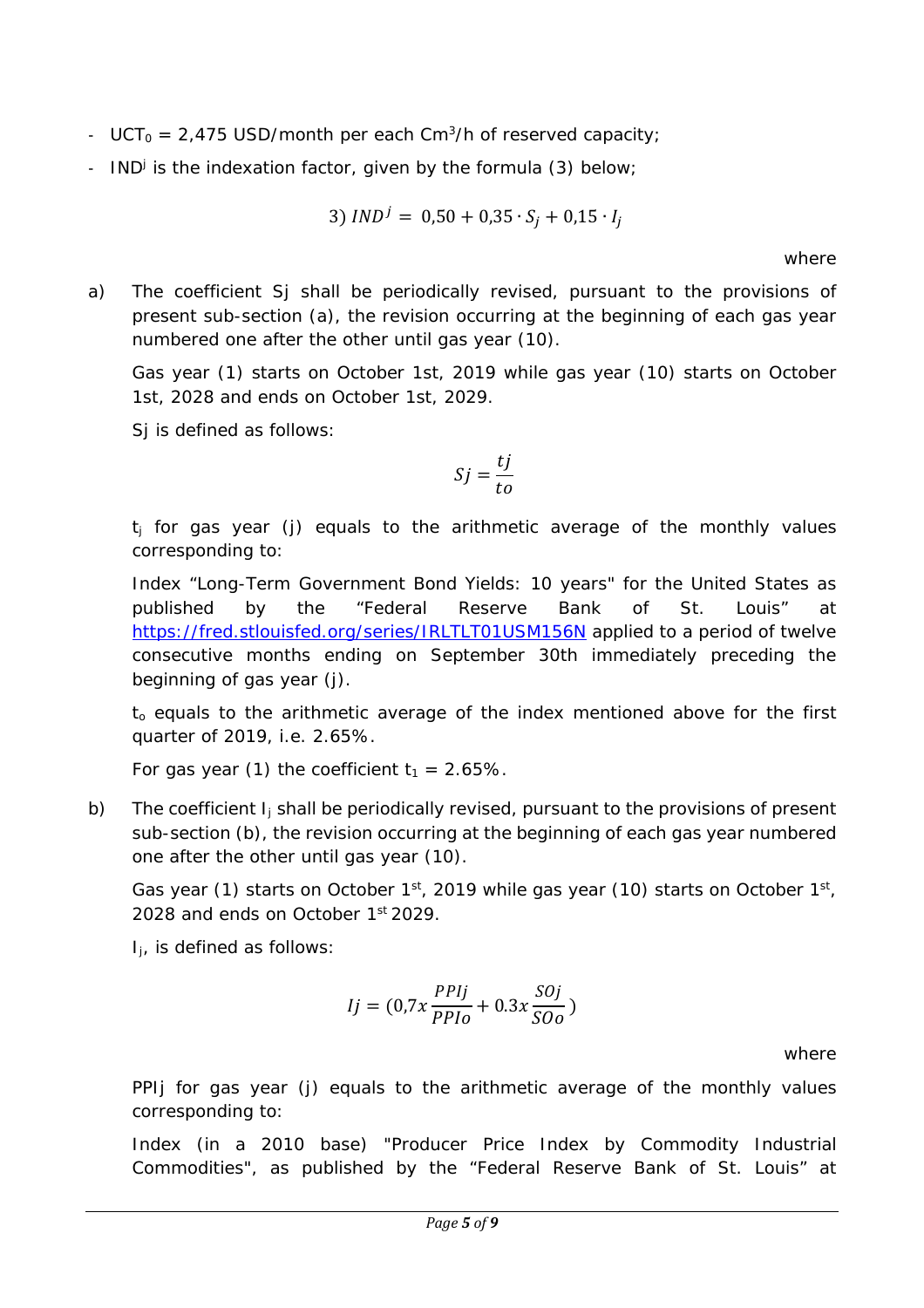- $UCT_0$ = 2,475 USD/month per each $Cm^3/h$ of reserved capacity;
- $IND^j$ is the indexation factor, given by the formula (3) below;

$$3)\ IND^j = 0{,}50 + 0{,}35 \cdot S_j + 0{,}15 \cdot I_j$$

where

a) The coefficient Sj shall be periodically revised, pursuant to the provisions of present sub-section (a), the revision occurring at the beginning of each gas year numbered one after the other until gas year (10).

   Gas year (1) starts on October 1st, 2019 while gas year (10) starts on October 1st, 2028 and ends on October 1st, 2029.

   Sj is defined as follows:

$$Sj = \frac{tj}{to}$$

   $t_j$ for gas year (j) equals to the arithmetic average of the monthly values corresponding to:

   Index "Long-Term Government Bond Yields: 10 years" for the United States as published by the "Federal Reserve Bank of St. Louis" at https://fred.stlouisfed.org/series/IRLTLT01USM156N applied to a period of twelve consecutive months ending on September 30th immediately preceding the beginning of gas year (j).

   $t_o$ equals to the arithmetic average of the index mentioned above for the first quarter of 2019, i.e. 2.65%.

   For gas year (1) the coefficient $t_1$ = 2.65%.

b) The coefficient $I_j$ shall be periodically revised, pursuant to the provisions of present sub-section (b), the revision occurring at the beginning of each gas year numbered one after the other until gas year (10).

   Gas year (1) starts on October 1st, 2019 while gas year (10) starts on October 1st, 2028 and ends on October 1st 2029.

   $I_j$, is defined as follows:

$$Ij = (0{,}7x\frac{PPIj}{PPIo} + 0.3x\frac{SOj}{SOo})$$

where

   PPIj for gas year (j) equals to the arithmetic average of the monthly values corresponding to:

   Index (in a 2010 base) "Producer Price Index by Commodity Industrial Commodities", as published by the "Federal Reserve Bank of St. Louis" at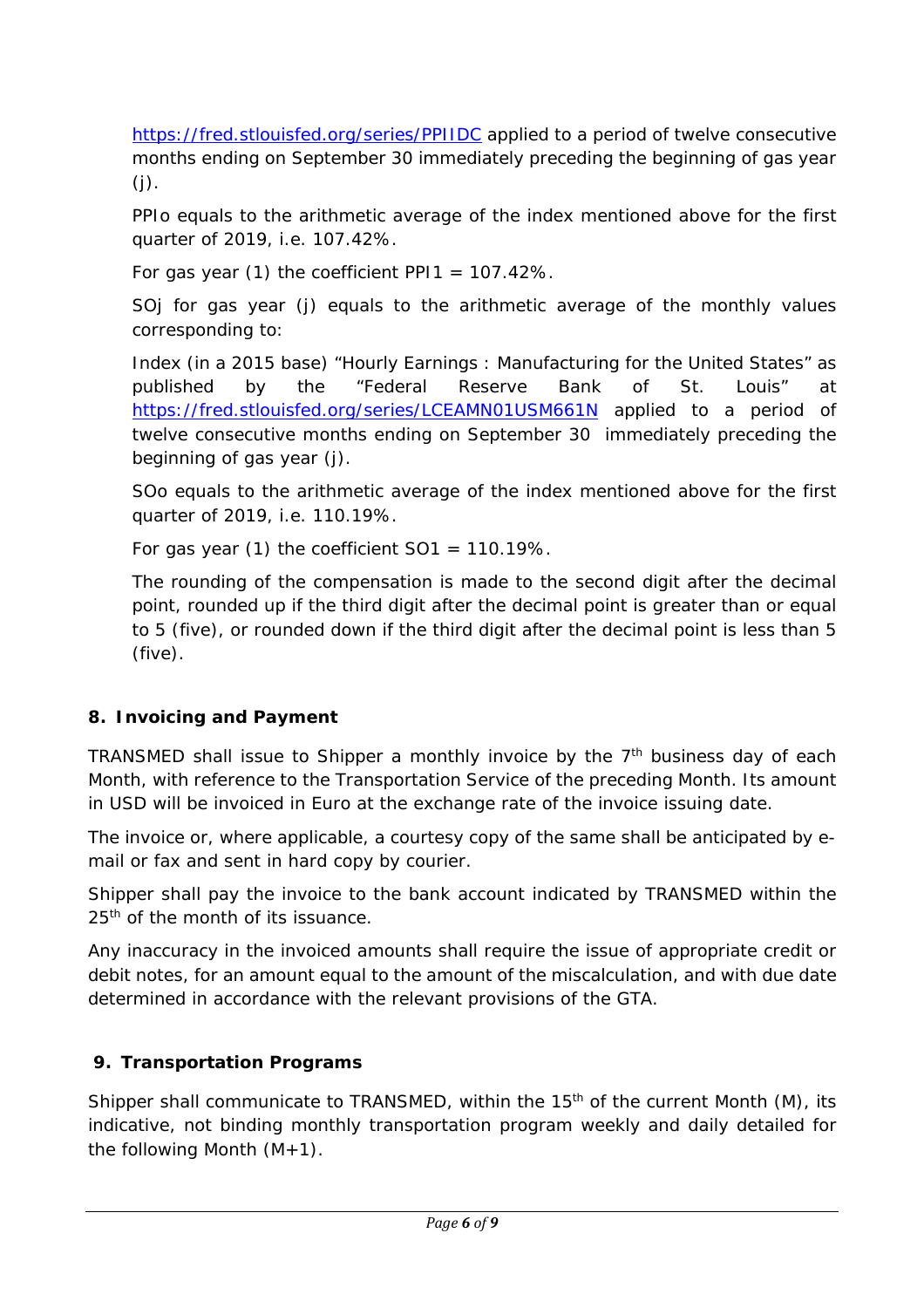https://fred.stlouisfed.org/series/PPIIDC applied to a period of twelve consecutive months ending on September 30 immediately preceding the beginning of gas year (j).

PPIo equals to the arithmetic average of the index mentioned above for the first quarter of 2019, i.e. 107.42%.

For gas year (1) the coefficient PPI1 = 107.42%.

SOj for gas year (j) equals to the arithmetic average of the monthly values corresponding to:

Index (in a 2015 base) "Hourly Earnings : Manufacturing for the United States" as published by the "Federal Reserve Bank of St. Louis" at https://fred.stlouisfed.org/series/LCEAMN01USM661N applied to a period of twelve consecutive months ending on September 30 immediately preceding the beginning of gas year (j).

SOo equals to the arithmetic average of the index mentioned above for the first quarter of 2019, i.e. 110.19%.

For gas year (1) the coefficient SO1 = 110.19%.

The rounding of the compensation is made to the second digit after the decimal point, rounded up if the third digit after the decimal point is greater than or equal to 5 (five), or rounded down if the third digit after the decimal point is less than 5 (five).

## 8. Invoicing and Payment

TRANSMED shall issue to Shipper a monthly invoice by the 7th business day of each Month, with reference to the Transportation Service of the preceding Month. Its amount in USD will be invoiced in Euro at the exchange rate of the invoice issuing date.

The invoice or, where applicable, a courtesy copy of the same shall be anticipated by e-mail or fax and sent in hard copy by courier.

Shipper shall pay the invoice to the bank account indicated by TRANSMED within the 25th of the month of its issuance.

Any inaccuracy in the invoiced amounts shall require the issue of appropriate credit or debit notes, for an amount equal to the amount of the miscalculation, and with due date determined in accordance with the relevant provisions of the GTA.

## 9. Transportation Programs

Shipper shall communicate to TRANSMED, within the 15th of the current Month (M), its indicative, not binding monthly transportation program weekly and daily detailed for the following Month (M+1).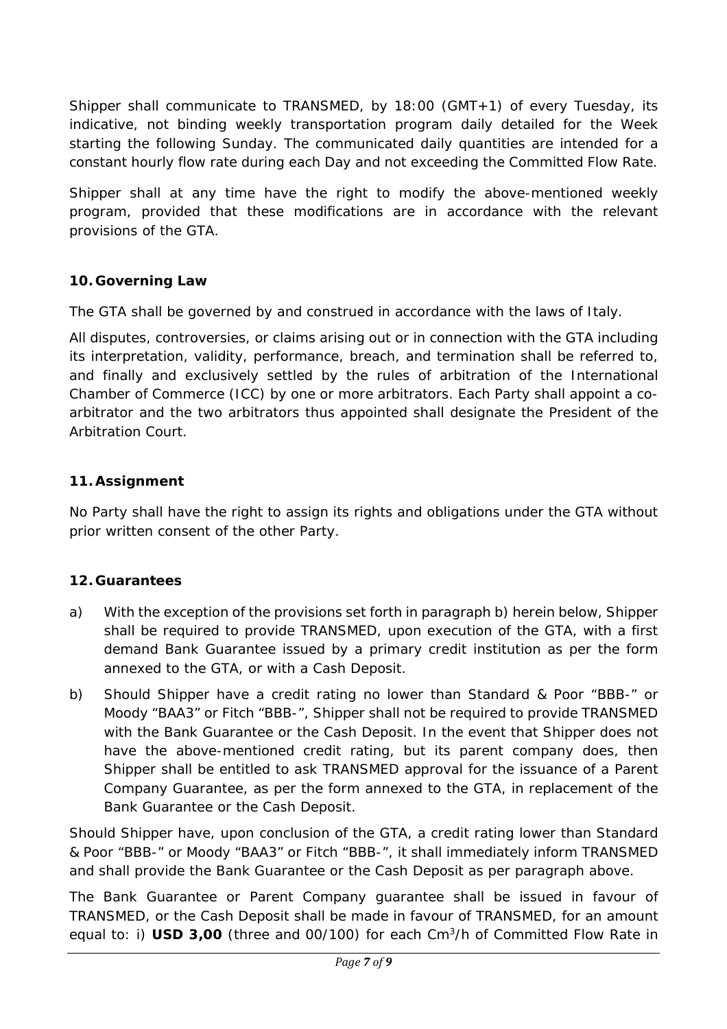Shipper shall communicate to TRANSMED, by 18:00 (GMT+1) of every Tuesday, its indicative, not binding weekly transportation program daily detailed for the Week starting the following Sunday. The communicated daily quantities are intended for a constant hourly flow rate during each Day and not exceeding the Committed Flow Rate.

Shipper shall at any time have the right to modify the above-mentioned weekly program, provided that these modifications are in accordance with the relevant provisions of the GTA.

## 10. Governing Law

The GTA shall be governed by and construed in accordance with the laws of Italy.

All disputes, controversies, or claims arising out or in connection with the GTA including its interpretation, validity, performance, breach, and termination shall be referred to, and finally and exclusively settled by the rules of arbitration of the International Chamber of Commerce (ICC) by one or more arbitrators. Each Party shall appoint a co-arbitrator and the two arbitrators thus appointed shall designate the President of the Arbitration Court.

## 11. Assignment

No Party shall have the right to assign its rights and obligations under the GTA without prior written consent of the other Party.

## 12. Guarantees

a) With the exception of the provisions set forth in paragraph b) herein below, Shipper shall be required to provide TRANSMED, upon execution of the GTA, with a first demand Bank Guarantee issued by a primary credit institution as per the form annexed to the GTA, or with a Cash Deposit.

b) Should Shipper have a credit rating no lower than Standard & Poor "BBB-" or Moody "BAA3" or Fitch "BBB-", Shipper shall not be required to provide TRANSMED with the Bank Guarantee or the Cash Deposit. In the event that Shipper does not have the above-mentioned credit rating, but its parent company does, then Shipper shall be entitled to ask TRANSMED approval for the issuance of a Parent Company Guarantee, as per the form annexed to the GTA, in replacement of the Bank Guarantee or the Cash Deposit.

Should Shipper have, upon conclusion of the GTA, a credit rating lower than Standard & Poor "BBB-" or Moody "BAA3" or Fitch "BBB-", it shall immediately inform TRANSMED and shall provide the Bank Guarantee or the Cash Deposit as per paragraph above.

The Bank Guarantee or Parent Company guarantee shall be issued in favour of TRANSMED, or the Cash Deposit shall be made in favour of TRANSMED, for an amount equal to: i) **USD 3,00** (three and 00/100) for each $Cm^3/h$ of Committed Flow Rate in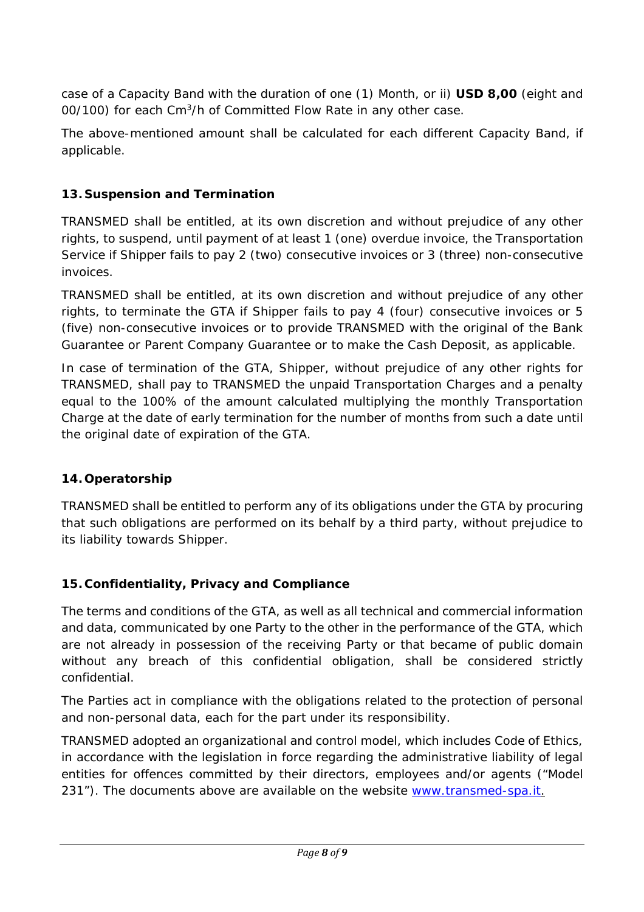case of a Capacity Band with the duration of one (1) Month, or ii) **USD 8,00** (eight and 00/100) for each $Cm^3/h$ of Committed Flow Rate in any other case.

The above-mentioned amount shall be calculated for each different Capacity Band, if applicable.

## 13. Suspension and Termination

TRANSMED shall be entitled, at its own discretion and without prejudice of any other rights, to suspend, until payment of at least 1 (one) overdue invoice, the Transportation Service if Shipper fails to pay 2 (two) consecutive invoices or 3 (three) non-consecutive invoices.

TRANSMED shall be entitled, at its own discretion and without prejudice of any other rights, to terminate the GTA if Shipper fails to pay 4 (four) consecutive invoices or 5 (five) non-consecutive invoices or to provide TRANSMED with the original of the Bank Guarantee or Parent Company Guarantee or to make the Cash Deposit, as applicable.

In case of termination of the GTA, Shipper, without prejudice of any other rights for TRANSMED, shall pay to TRANSMED the unpaid Transportation Charges and a penalty equal to the 100% of the amount calculated multiplying the monthly Transportation Charge at the date of early termination for the number of months from such a date until the original date of expiration of the GTA.

## 14. Operatorship

TRANSMED shall be entitled to perform any of its obligations under the GTA by procuring that such obligations are performed on its behalf by a third party, without prejudice to its liability towards Shipper.

## 15. Confidentiality, Privacy and Compliance

The terms and conditions of the GTA, as well as all technical and commercial information and data, communicated by one Party to the other in the performance of the GTA, which are not already in possession of the receiving Party or that became of public domain without any breach of this confidential obligation, shall be considered strictly confidential.

The Parties act in compliance with the obligations related to the protection of personal and non-personal data, each for the part under its responsibility.

TRANSMED adopted an organizational and control model, which includes Code of Ethics, in accordance with the legislation in force regarding the administrative liability of legal entities for offences committed by their directors, employees and/or agents ("Model 231"). The documents above are available on the website [www.transmed-spa.it.](http://www.transmed-spa.it)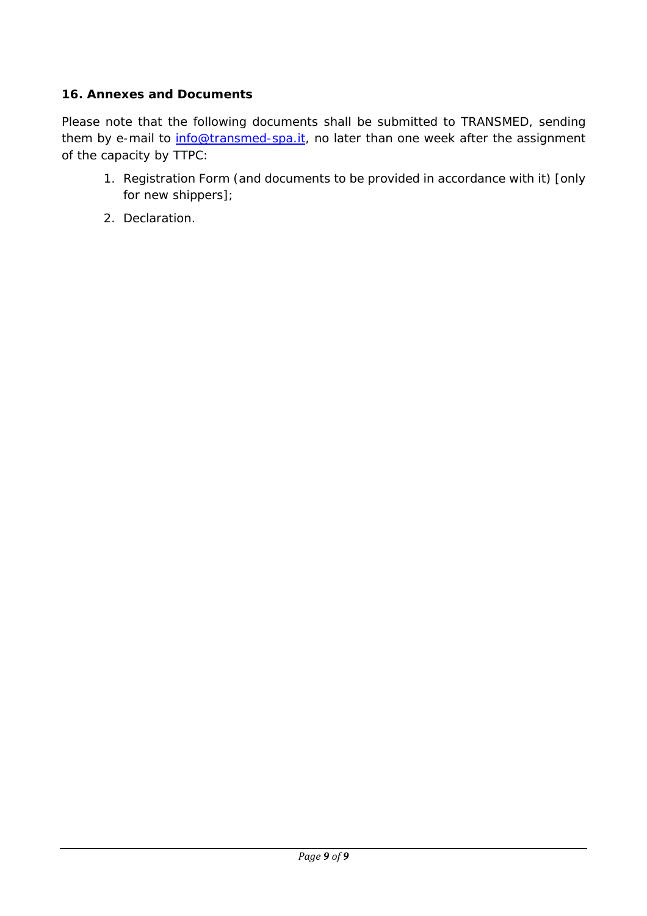## 16. Annexes and Documents

Please note that the following documents shall be submitted to TRANSMED, sending them by e-mail to info@transmed-spa.it, no later than one week after the assignment of the capacity by TTPC:

1. Registration Form (and documents to be provided in accordance with it) [only for new shippers];
2. Declaration.